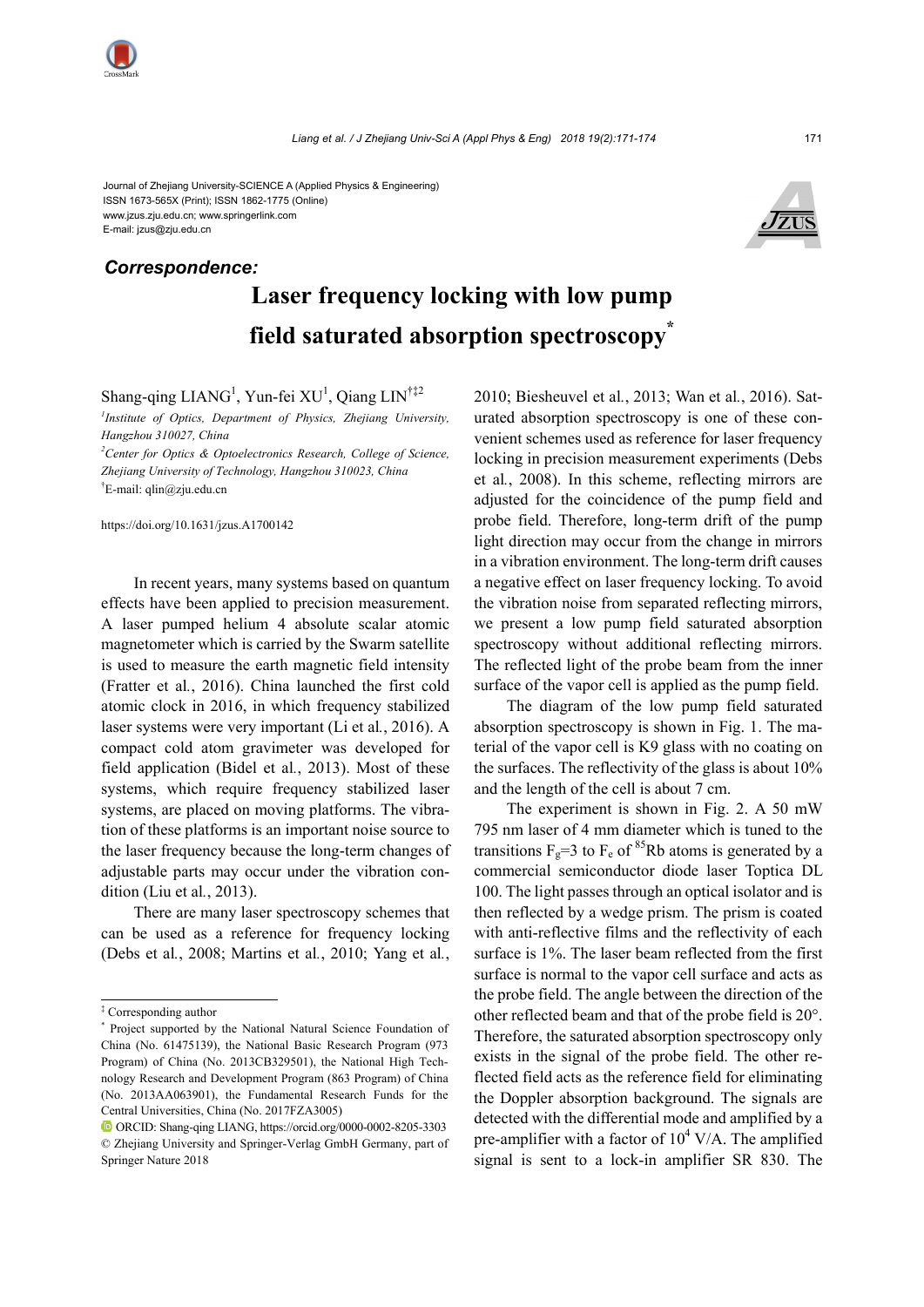Journal of Zhejiang University-SCIENCE A (Applied Physics & Engineering)
ISSN 1673-565X (Print); ISSN 1862-1775 (Online)
www.jzus.zju.edu.cn; www.springerlink.com
E-mail: jzus@zju.edu.cn

***Correspondence:***

# Laser frequency locking with low pump field saturated absorption spectroscopy*

Shang-qing LIANG[1], Yun-fei XU[1], Qiang LIN[†‡2]

[1]*Institute of Optics, Department of Physics, Zhejiang University, Hangzhou 310027, China*

[2]*Center for Optics & Optoelectronics Research, College of Science, Zhejiang University of Technology, Hangzhou 310023, China*

[†]E-mail: qlin@zju.edu.cn

https://doi.org/10.1631/jzus.A1700142

In recent years, many systems based on quantum effects have been applied to precision measurement. A laser pumped helium 4 absolute scalar atomic magnetometer which is carried by the Swarm satellite is used to measure the earth magnetic field intensity (Fratter et al., 2016). China launched the first cold atomic clock in 2016, in which frequency stabilized laser systems were very important (Li et al., 2016). A compact cold atom gravimeter was developed for field application (Bidel et al., 2013). Most of these systems, which require frequency stabilized laser systems, are placed on moving platforms. The vibration of these platforms is an important noise source to the laser frequency because the long-term changes of adjustable parts may occur under the vibration condition (Liu et al., 2013).

There are many laser spectroscopy schemes that can be used as a reference for frequency locking (Debs et al., 2008; Martins et al., 2010; Yang et al., 2010; Biesheuvel et al., 2013; Wan et al., 2016). Saturated absorption spectroscopy is one of these convenient schemes used as reference for laser frequency locking in precision measurement experiments (Debs et al., 2008). In this scheme, reflecting mirrors are adjusted for the coincidence of the pump field and probe field. Therefore, long-term drift of the pump light direction may occur from the change in mirrors in a vibration environment. The long-term drift causes a negative effect on laser frequency locking. To avoid the vibration noise from separated reflecting mirrors, we present a low pump field saturated absorption spectroscopy without additional reflecting mirrors. The reflected light of the probe beam from the inner surface of the vapor cell is applied as the pump field.

The diagram of the low pump field saturated absorption spectroscopy is shown in Fig. 1. The material of the vapor cell is K9 glass with no coating on the surfaces. The reflectivity of the glass is about 10% and the length of the cell is about 7 cm.

The experiment is shown in Fig. 2. A 50 mW 795 nm laser of 4 mm diameter which is tuned to the transitions $F_g$=3 to $F_e$ of $^{85}$Rb atoms is generated by a commercial semiconductor diode laser Toptica DL 100. The light passes through an optical isolator and is then reflected by a wedge prism. The prism is coated with anti-reflective films and the reflectivity of each surface is 1%. The laser beam reflected from the first surface is normal to the vapor cell surface and acts as the probe field. The angle between the direction of the other reflected beam and that of the probe field is 20°. Therefore, the saturated absorption spectroscopy only exists in the signal of the probe field. The other reflected field acts as the reference field for eliminating the Doppler absorption background. The signals are detected with the differential mode and amplified by a pre-amplifier with a factor of $10^4$ V/A. The amplified signal is sent to a lock-in amplifier SR 830. The

---

‡ Corresponding author

\* Project supported by the National Natural Science Foundation of China (No. 61475139), the National Basic Research Program (973 Program) of China (No. 2013CB329501), the National High Technology Research and Development Program (863 Program) of China (No. 2013AA063901), the Fundamental Research Funds for the Central Universities, China (No. 2017FZA3005)

ORCID: Shang-qing LIANG, https://orcid.org/0000-0002-8205-3303

© Zhejiang University and Springer-Verlag GmbH Germany, part of Springer Nature 2018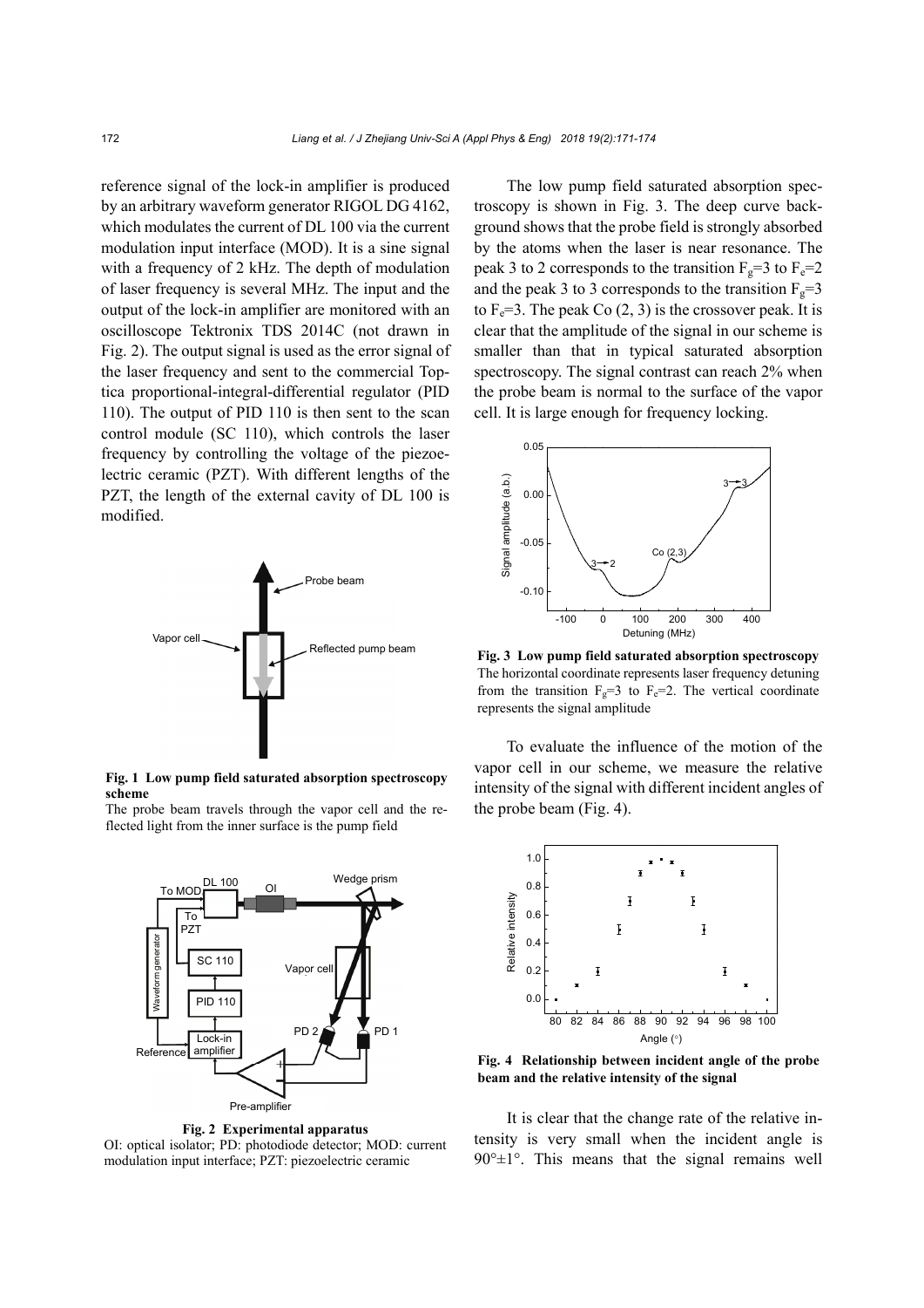reference signal of the lock-in amplifier is produced by an arbitrary waveform generator RIGOL DG 4162, which modulates the current of DL 100 via the current modulation input interface (MOD). It is a sine signal with a frequency of 2 kHz. The depth of modulation of laser frequency is several MHz. The input and the output of the lock-in amplifier are monitored with an oscilloscope Tektronix TDS 2014C (not drawn in Fig. 2). The output signal is used as the error signal of the laser frequency and sent to the commercial Toptica proportional-integral-differential regulator (PID 110). The output of PID 110 is then sent to the scan control module (SC 110), which controls the laser frequency by controlling the voltage of the piezoelectric ceramic (PZT). With different lengths of the PZT, the length of the external cavity of DL 100 is modified.

**Fig. 1 Low pump field saturated absorption spectroscopy scheme**
The probe beam travels through the vapor cell and the reflected light from the inner surface is the pump field

**Fig. 2 Experimental apparatus**
OI: optical isolator; PD: photodiode detector; MOD: current modulation input interface; PZT: piezoelectric ceramic

The low pump field saturated absorption spectroscopy is shown in Fig. 3. The deep curve background shows that the probe field is strongly absorbed by the atoms when the laser is near resonance. The peak 3 to 2 corresponds to the transition $F_g$=3 to $F_e$=2 and the peak 3 to 3 corresponds to the transition $F_g$=3 to $F_e$=3. The peak Co (2, 3) is the crossover peak. It is clear that the amplitude of the signal in our scheme is smaller than that in typical saturated absorption spectroscopy. The signal contrast can reach 2% when the probe beam is normal to the surface of the vapor cell. It is large enough for frequency locking.

**Fig. 3 Low pump field saturated absorption spectroscopy**
The horizontal coordinate represents laser frequency detuning from the transition $F_g$=3 to $F_e$=2. The vertical coordinate represents the signal amplitude

To evaluate the influence of the motion of the vapor cell in our scheme, we measure the relative intensity of the signal with different incident angles of the probe beam (Fig. 4).

**Fig. 4 Relationship between incident angle of the probe beam and the relative intensity of the signal**

It is clear that the change rate of the relative intensity is very small when the incident angle is 90°±1°. This means that the signal remains well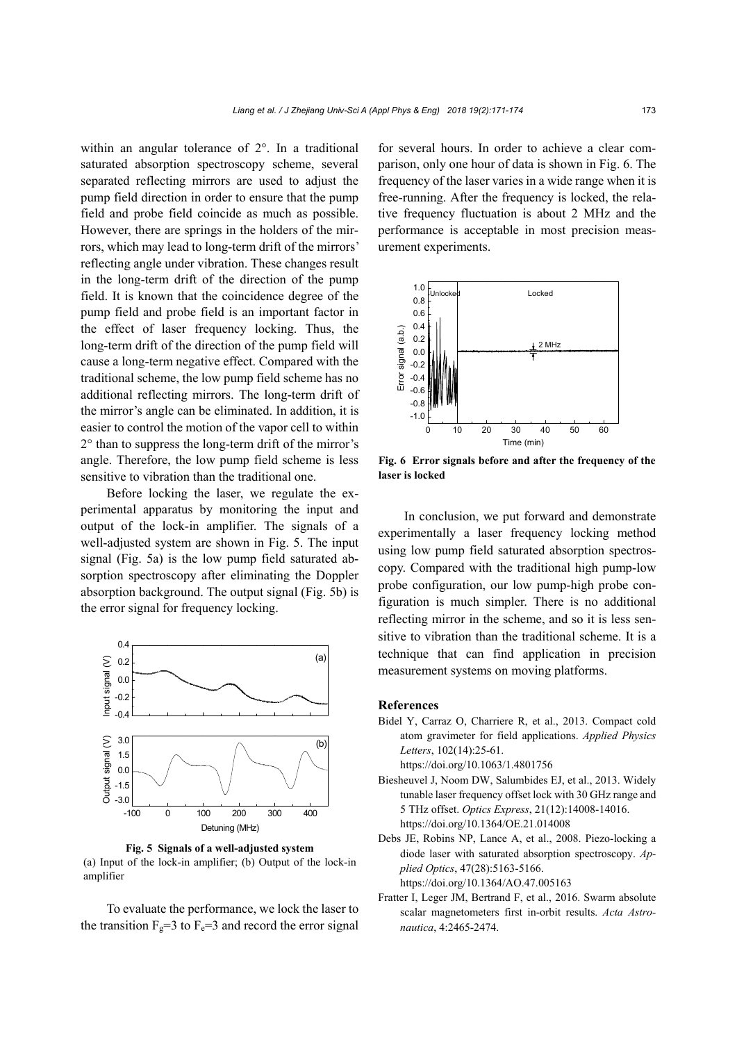within an angular tolerance of 2°. In a traditional saturated absorption spectroscopy scheme, several separated reflecting mirrors are used to adjust the pump field direction in order to ensure that the pump field and probe field coincide as much as possible. However, there are springs in the holders of the mirrors, which may lead to long-term drift of the mirrors' reflecting angle under vibration. These changes result in the long-term drift of the direction of the pump field. It is known that the coincidence degree of the pump field and probe field is an important factor in the effect of laser frequency locking. Thus, the long-term drift of the direction of the pump field will cause a long-term negative effect. Compared with the traditional scheme, the low pump field scheme has no additional reflecting mirrors. The long-term drift of the mirror's angle can be eliminated. In addition, it is easier to control the motion of the vapor cell to within 2° than to suppress the long-term drift of the mirror's angle. Therefore, the low pump field scheme is less sensitive to vibration than the traditional one.

Before locking the laser, we regulate the experimental apparatus by monitoring the input and output of the lock-in amplifier. The signals of a well-adjusted system are shown in Fig. 5. The input signal (Fig. 5a) is the low pump field saturated absorption spectroscopy after eliminating the Doppler absorption background. The output signal (Fig. 5b) is the error signal for frequency locking.

**Fig. 5 Signals of a well-adjusted system**
(a) Input of the lock-in amplifier; (b) Output of the lock-in amplifier

To evaluate the performance, we lock the laser to the transition $F_g=3$ to $F_e=3$ and record the error signal for several hours. In order to achieve a clear comparison, only one hour of data is shown in Fig. 6. The frequency of the laser varies in a wide range when it is free-running. After the frequency is locked, the relative frequency fluctuation is about 2 MHz and the performance is acceptable in most precision measurement experiments.

**Fig. 6 Error signals before and after the frequency of the laser is locked**

In conclusion, we put forward and demonstrate experimentally a laser frequency locking method using low pump field saturated absorption spectroscopy. Compared with the traditional high pump-low probe configuration, our low pump-high probe configuration is much simpler. There is no additional reflecting mirror in the scheme, and so it is less sensitive to vibration than the traditional scheme. It is a technique that can find application in precision measurement systems on moving platforms.

## References

Bidel Y, Carraz O, Charriere R, et al., 2013. Compact cold atom gravimeter for field applications. *Applied Physics Letters*, 102(14):25-61. https://doi.org/10.1063/1.4801756

Biesheuvel J, Noom DW, Salumbides EJ, et al., 2013. Widely tunable laser frequency offset lock with 30 GHz range and 5 THz offset. *Optics Express*, 21(12):14008-14016. https://doi.org/10.1364/OE.21.014008

Debs JE, Robins NP, Lance A, et al., 2008. Piezo-locking a diode laser with saturated absorption spectroscopy. *Applied Optics*, 47(28):5163-5166. https://doi.org/10.1364/AO.47.005163

Fratter I, Leger JM, Bertrand F, et al., 2016. Swarm absolute scalar magnetometers first in-orbit results. *Acta Astronautica*, 4:2465-2474.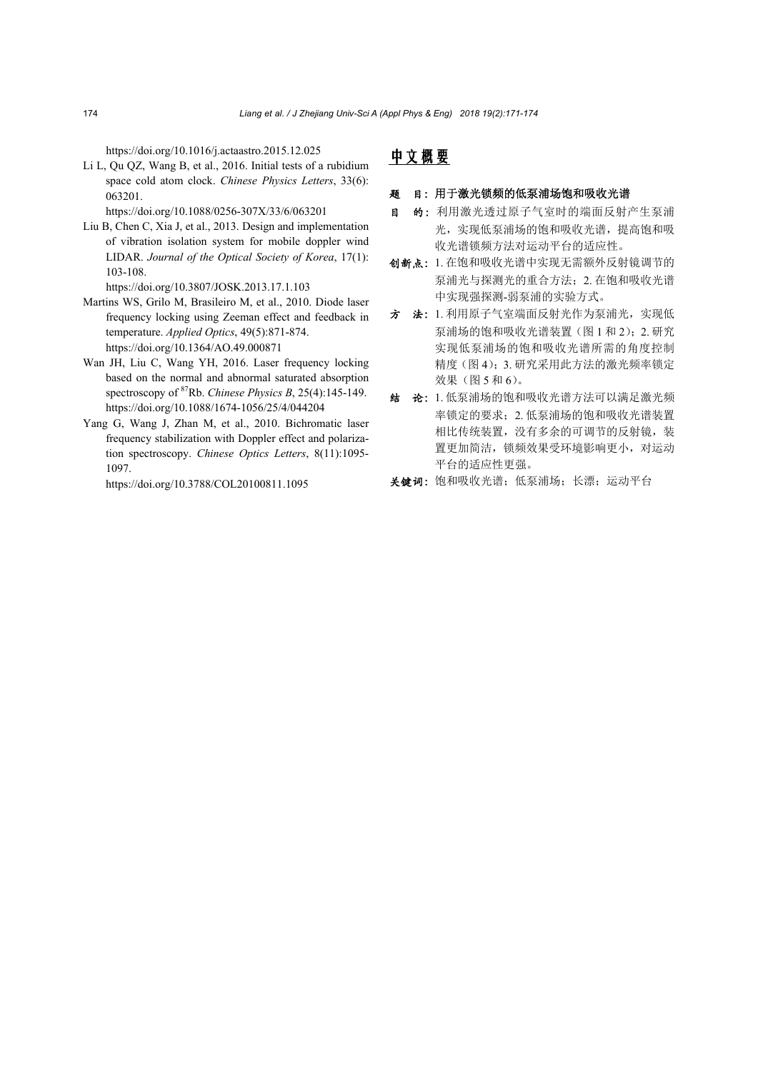https://doi.org/10.1016/j.actaastro.2015.12.025

Li L, Qu QZ, Wang B, et al., 2016. Initial tests of a rubidium space cold atom clock. *Chinese Physics Letters*, 33(6): 063201.
https://doi.org/10.1088/0256-307X/33/6/063201

Liu B, Chen C, Xia J, et al., 2013. Design and implementation of vibration isolation system for mobile doppler wind LIDAR. *Journal of the Optical Society of Korea*, 17(1): 103-108.
https://doi.org/10.3807/JOSK.2013.17.1.103

Martins WS, Grilo M, Brasileiro M, et al., 2010. Diode laser frequency locking using Zeeman effect and feedback in temperature. *Applied Optics*, 49(5):871-874.
https://doi.org/10.1364/AO.49.000871

Wan JH, Liu C, Wang YH, 2016. Laser frequency locking based on the normal and abnormal saturated absorption spectroscopy of $^{87}$Rb. *Chinese Physics B*, 25(4):145-149.
https://doi.org/10.1088/1674-1056/25/4/044204

Yang G, Wang J, Zhan M, et al., 2010. Bichromatic laser frequency stabilization with Doppler effect and polarization spectroscopy. *Chinese Optics Letters*, 8(11):1095-1097.
https://doi.org/10.3788/COL20100811.1095

## 中文概要

**题　目：** 用于激光锁频的低泵浦场饱和吸收光谱

**目　的：** 利用激光透过原子气室时的端面反射产生泵浦光，实现低泵浦场的饱和吸收光谱，提高饱和吸收光谱锁频方法对运动平台的适应性。

**创新点：** 1. 在饱和吸收光谱中实现无需额外反射镜调节的泵浦光与探测光的重合方法；2. 在饱和吸收光谱中实现强探测-弱泵浦的实验方式。

**方　法：** 1. 利用原子气室端面反射光作为泵浦光，实现低泵浦场的饱和吸收光谱装置（图 1 和 2）；2. 研究实现低泵浦场的饱和吸收光谱所需的角度控制精度（图 4）；3. 研究采用此方法的激光频率锁定效果（图 5 和 6）。

**结　论：** 1. 低泵浦场的饱和吸收光谱方法可以满足激光频率锁定的要求；2. 低泵浦场的饱和吸收光谱装置相比传统装置，没有多余的可调节的反射镜，装置更加简洁，锁频效果受环境影响更小，对运动平台的适应性更强。

**关键词：** 饱和吸收光谱；低泵浦场；长漂；运动平台